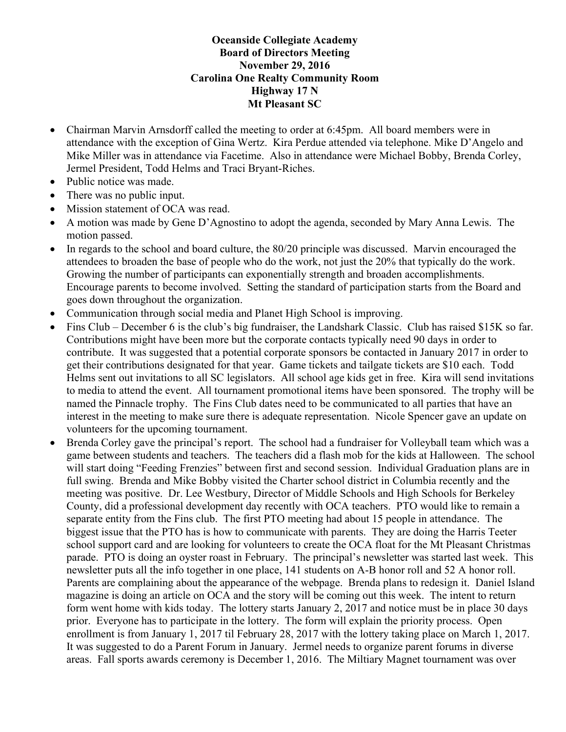**Oceanside Collegiate Academy**
**Board of Directors Meeting**
**November 29, 2016**
**Carolina One Realty Community Room**
**Highway 17 N**
**Mt Pleasant SC**

- Chairman Marvin Arnsdorff called the meeting to order at 6:45pm. All board members were in attendance with the exception of Gina Wertz. Kira Perdue attended via telephone. Mike D'Angelo and Mike Miller was in attendance via Facetime. Also in attendance were Michael Bobby, Brenda Corley, Jermel President, Todd Helms and Traci Bryant-Riches.
- Public notice was made.
- There was no public input.
- Mission statement of OCA was read.
- A motion was made by Gene D'Agnostino to adopt the agenda, seconded by Mary Anna Lewis. The motion passed.
- In regards to the school and board culture, the 80/20 principle was discussed. Marvin encouraged the attendees to broaden the base of people who do the work, not just the 20% that typically do the work. Growing the number of participants can exponentially strength and broaden accomplishments. Encourage parents to become involved. Setting the standard of participation starts from the Board and goes down throughout the organization.
- Communication through social media and Planet High School is improving.
- Fins Club – December 6 is the club's big fundraiser, the Landshark Classic. Club has raised $15K so far. Contributions might have been more but the corporate contacts typically need 90 days in order to contribute. It was suggested that a potential corporate sponsors be contacted in January 2017 in order to get their contributions designated for that year. Game tickets and tailgate tickets are $10 each. Todd Helms sent out invitations to all SC legislators. All school age kids get in free. Kira will send invitations to media to attend the event. All tournament promotional items have been sponsored. The trophy will be named the Pinnacle trophy. The Fins Club dates need to be communicated to all parties that have an interest in the meeting to make sure there is adequate representation. Nicole Spencer gave an update on volunteers for the upcoming tournament.
- Brenda Corley gave the principal's report. The school had a fundraiser for Volleyball team which was a game between students and teachers. The teachers did a flash mob for the kids at Halloween. The school will start doing "Feeding Frenzies" between first and second session. Individual Graduation plans are in full swing. Brenda and Mike Bobby visited the Charter school district in Columbia recently and the meeting was positive. Dr. Lee Westbury, Director of Middle Schools and High Schools for Berkeley County, did a professional development day recently with OCA teachers. PTO would like to remain a separate entity from the Fins club. The first PTO meeting had about 15 people in attendance. The biggest issue that the PTO has is how to communicate with parents. They are doing the Harris Teeter school support card and are looking for volunteers to create the OCA float for the Mt Pleasant Christmas parade. PTO is doing an oyster roast in February. The principal's newsletter was started last week. This newsletter puts all the info together in one place, 141 students on A-B honor roll and 52 A honor roll. Parents are complaining about the appearance of the webpage. Brenda plans to redesign it. Daniel Island magazine is doing an article on OCA and the story will be coming out this week. The intent to return form went home with kids today. The lottery starts January 2, 2017 and notice must be in place 30 days prior. Everyone has to participate in the lottery. The form will explain the priority process. Open enrollment is from January 1, 2017 til February 28, 2017 with the lottery taking place on March 1, 2017. It was suggested to do a Parent Forum in January. Jermel needs to organize parent forums in diverse areas. Fall sports awards ceremony is December 1, 2016. The Miltiary Magnet tournament was over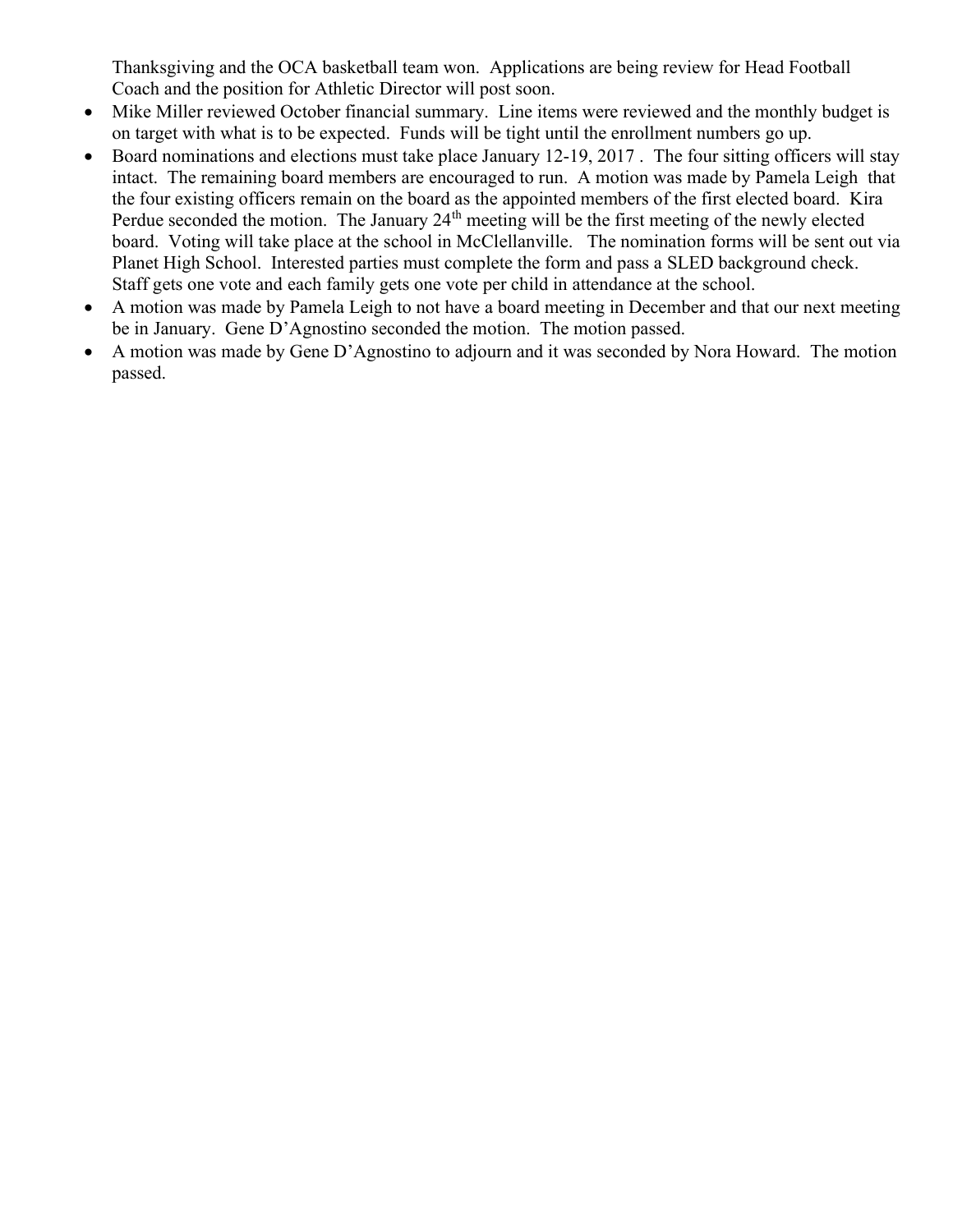Thanksgiving and the OCA basketball team won. Applications are being review for Head Football Coach and the position for Athletic Director will post soon.

- Mike Miller reviewed October financial summary. Line items were reviewed and the monthly budget is on target with what is to be expected. Funds will be tight until the enrollment numbers go up.
- Board nominations and elections must take place January 12-19, 2017 . The four sitting officers will stay intact. The remaining board members are encouraged to run. A motion was made by Pamela Leigh that the four existing officers remain on the board as the appointed members of the first elected board. Kira Perdue seconded the motion. The January 24th meeting will be the first meeting of the newly elected board. Voting will take place at the school in McClellanville. The nomination forms will be sent out via Planet High School. Interested parties must complete the form and pass a SLED background check. Staff gets one vote and each family gets one vote per child in attendance at the school.
- A motion was made by Pamela Leigh to not have a board meeting in December and that our next meeting be in January. Gene D'Agnostino seconded the motion. The motion passed.
- A motion was made by Gene D'Agnostino to adjourn and it was seconded by Nora Howard. The motion passed.